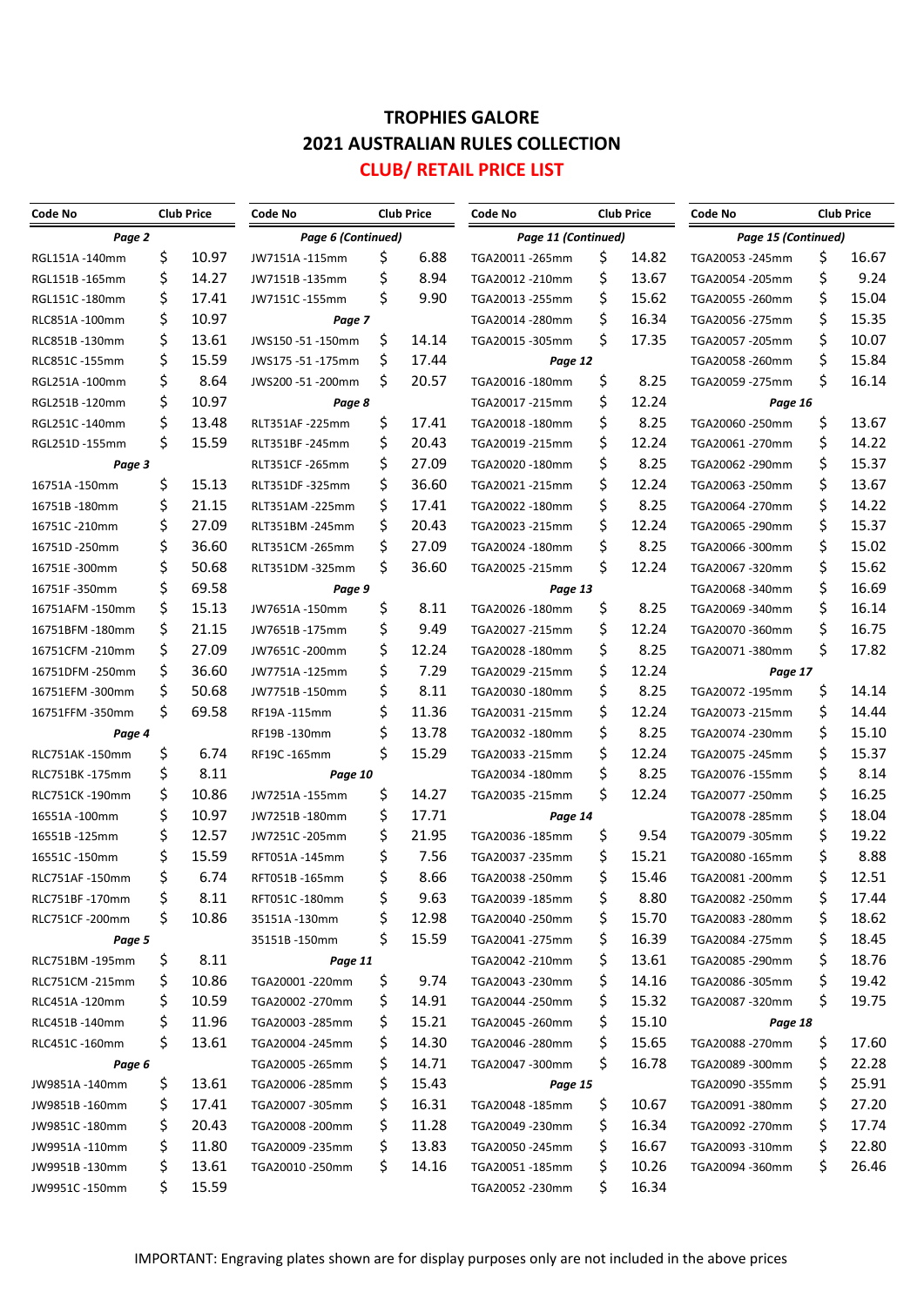# TROPHIES GALORE

## 2021 AUSTRALIAN RULES COLLECTION

## CLUB/ RETAIL PRICE LIST

| Code No | Club Price |
|---|---|
| ***Page 2*** | |
| RGL151A -140mm | $ 10.97 |
| RGL151B -165mm | $ 14.27 |
| RGL151C -180mm | $ 17.41 |
| RLC851A -100mm | $ 10.97 |
| RLC851B -130mm | $ 13.61 |
| RLC851C -155mm | $ 15.59 |
| RGL251A -100mm | $ 8.64 |
| RGL251B -120mm | $ 10.97 |
| RGL251C -140mm | $ 13.48 |
| RGL251D -155mm | $ 15.59 |
| ***Page 3*** | |
| 16751A -150mm | $ 15.13 |
| 16751B -180mm | $ 21.15 |
| 16751C -210mm | $ 27.09 |
| 16751D -250mm | $ 36.60 |
| 16751E -300mm | $ 50.68 |
| 16751F -350mm | $ 69.58 |
| 16751AFM -150mm | $ 15.13 |
| 16751BFM -180mm | $ 21.15 |
| 16751CFM -210mm | $ 27.09 |
| 16751DFM -250mm | $ 36.60 |
| 16751EFM -300mm | $ 50.68 |
| 16751FFM -350mm | $ 69.58 |
| ***Page 4*** | |
| RLC751AK -150mm | $ 6.74 |
| RLC751BK -175mm | $ 8.11 |
| RLC751CK -190mm | $ 10.86 |
| 16551A -100mm | $ 10.97 |
| 16551B -125mm | $ 12.57 |
| 16551C -150mm | $ 15.59 |
| RLC751AF -150mm | $ 6.74 |
| RLC751BF -170mm | $ 8.11 |
| RLC751CF -200mm | $ 10.86 |
| ***Page 5*** | |
| RLC751BM -195mm | $ 8.11 |
| RLC751CM -215mm | $ 10.86 |
| RLC451A -120mm | $ 10.59 |
| RLC451B -140mm | $ 11.96 |
| RLC451C -160mm | $ 13.61 |
| ***Page 6*** | |
| JW9851A -140mm | $ 13.61 |
| JW9851B -160mm | $ 17.41 |
| JW9851C -180mm | $ 20.43 |
| JW9951A -110mm | $ 11.80 |
| JW9951B -130mm | $ 13.61 |
| JW9951C -150mm | $ 15.59 |
| ***Page 6 (Continued)*** | |
| JW7151A -115mm | $ 6.88 |
| JW7151B -135mm | $ 8.94 |
| JW7151C -155mm | $ 9.90 |
| ***Page 7*** | |
| JWS150 -51 -150mm | $ 14.14 |
| JWS175 -51 -175mm | $ 17.44 |
| JWS200 -51 -200mm | $ 20.57 |
| ***Page 8*** | |
| RLT351AF -225mm | $ 17.41 |
| RLT351BF -245mm | $ 20.43 |
| RLT351CF -265mm | $ 27.09 |
| RLT351DF -325mm | $ 36.60 |
| RLT351AM -225mm | $ 17.41 |
| RLT351BM -245mm | $ 20.43 |
| RLT351CM -265mm | $ 27.09 |
| RLT351DM -325mm | $ 36.60 |
| ***Page 9*** | |
| JW7651A -150mm | $ 8.11 |
| JW7651B -175mm | $ 9.49 |
| JW7651C -200mm | $ 12.24 |
| JW7751A -125mm | $ 7.29 |
| JW7751B -150mm | $ 8.11 |
| RF19A -115mm | $ 11.36 |
| RF19B -130mm | $ 13.78 |
| RF19C -165mm | $ 15.29 |
| ***Page 10*** | |
| JW7251A -155mm | $ 14.27 |
| JW7251B -180mm | $ 17.71 |
| JW7251C -205mm | $ 21.95 |
| RFT051A -145mm | $ 7.56 |
| RFT051B -165mm | $ 8.66 |
| RFT051C -180mm | $ 9.63 |
| 35151A -130mm | $ 12.98 |
| 35151B -150mm | $ 15.59 |
| ***Page 11*** | |
| TGA20001 -220mm | $ 9.74 |
| TGA20002 -270mm | $ 14.91 |
| TGA20003 -285mm | $ 15.21 |
| TGA20004 -245mm | $ 14.30 |
| TGA20005 -265mm | $ 14.71 |
| TGA20006 -285mm | $ 15.43 |
| TGA20007 -305mm | $ 16.31 |
| TGA20008 -200mm | $ 11.28 |
| TGA20009 -235mm | $ 13.83 |
| TGA20010 -250mm | $ 14.16 |
| ***Page 11 (Continued)*** | |
| TGA20011 -265mm | $ 14.82 |
| TGA20012 -210mm | $ 13.67 |
| TGA20013 -255mm | $ 15.62 |
| TGA20014 -280mm | $ 16.34 |
| TGA20015 -305mm | $ 17.35 |
| ***Page 12*** | |
| TGA20016 -180mm | $ 8.25 |
| TGA20017 -215mm | $ 12.24 |
| TGA20018 -180mm | $ 8.25 |
| TGA20019 -215mm | $ 12.24 |
| TGA20020 -180mm | $ 8.25 |
| TGA20021 -215mm | $ 12.24 |
| TGA20022 -180mm | $ 8.25 |
| TGA20023 -215mm | $ 12.24 |
| TGA20024 -180mm | $ 8.25 |
| TGA20025 -215mm | $ 12.24 |
| ***Page 13*** | |
| TGA20026 -180mm | $ 8.25 |
| TGA20027 -215mm | $ 12.24 |
| TGA20028 -180mm | $ 8.25 |
| TGA20029 -215mm | $ 12.24 |
| TGA20030 -180mm | $ 8.25 |
| TGA20031 -215mm | $ 12.24 |
| TGA20032 -180mm | $ 8.25 |
| TGA20033 -215mm | $ 12.24 |
| TGA20034 -180mm | $ 8.25 |
| TGA20035 -215mm | $ 12.24 |
| ***Page 14*** | |
| TGA20036 -185mm | $ 9.54 |
| TGA20037 -235mm | $ 15.21 |
| TGA20038 -250mm | $ 15.46 |
| TGA20039 -185mm | $ 8.80 |
| TGA20040 -250mm | $ 15.70 |
| TGA20041 -275mm | $ 16.39 |
| TGA20042 -210mm | $ 13.61 |
| TGA20043 -230mm | $ 14.16 |
| TGA20044 -250mm | $ 15.32 |
| TGA20045 -260mm | $ 15.10 |
| TGA20046 -280mm | $ 15.65 |
| TGA20047 -300mm | $ 16.78 |
| ***Page 15*** | |
| TGA20048 -185mm | $ 10.67 |
| TGA20049 -230mm | $ 16.34 |
| TGA20050 -245mm | $ 16.67 |
| TGA20051 -185mm | $ 10.26 |
| TGA20052 -230mm | $ 16.34 |
| ***Page 15 (Continued)*** | |
| TGA20053 -245mm | $ 16.67 |
| TGA20054 -205mm | $ 9.24 |
| TGA20055 -260mm | $ 15.04 |
| TGA20056 -275mm | $ 15.35 |
| TGA20057 -205mm | $ 10.07 |
| TGA20058 -260mm | $ 15.84 |
| TGA20059 -275mm | $ 16.14 |
| ***Page 16*** | |
| TGA20060 -250mm | $ 13.67 |
| TGA20061 -270mm | $ 14.22 |
| TGA20062 -290mm | $ 15.37 |
| TGA20063 -250mm | $ 13.67 |
| TGA20064 -270mm | $ 14.22 |
| TGA20065 -290mm | $ 15.37 |
| TGA20066 -300mm | $ 15.02 |
| TGA20067 -320mm | $ 15.62 |
| TGA20068 -340mm | $ 16.69 |
| TGA20069 -340mm | $ 16.14 |
| TGA20070 -360mm | $ 16.75 |
| TGA20071 -380mm | $ 17.82 |
| ***Page 17*** | |
| TGA20072 -195mm | $ 14.14 |
| TGA20073 -215mm | $ 14.44 |
| TGA20074 -230mm | $ 15.10 |
| TGA20075 -245mm | $ 15.37 |
| TGA20076 -155mm | $ 8.14 |
| TGA20077 -250mm | $ 16.25 |
| TGA20078 -285mm | $ 18.04 |
| TGA20079 -305mm | $ 19.22 |
| TGA20080 -165mm | $ 8.88 |
| TGA20081 -200mm | $ 12.51 |
| TGA20082 -250mm | $ 17.44 |
| TGA20083 -280mm | $ 18.62 |
| TGA20084 -275mm | $ 18.45 |
| TGA20085 -290mm | $ 18.76 |
| TGA20086 -305mm | $ 19.42 |
| TGA20087 -320mm | $ 19.75 |
| ***Page 18*** | |
| TGA20088 -270mm | $ 17.60 |
| TGA20089 -300mm | $ 22.28 |
| TGA20090 -355mm | $ 25.91 |
| TGA20091 -380mm | $ 27.20 |
| TGA20092 -270mm | $ 17.74 |
| TGA20093 -310mm | $ 22.80 |
| TGA20094 -360mm | $ 26.46 |

IMPORTANT: Engraving plates shown are for display purposes only are not included in the above prices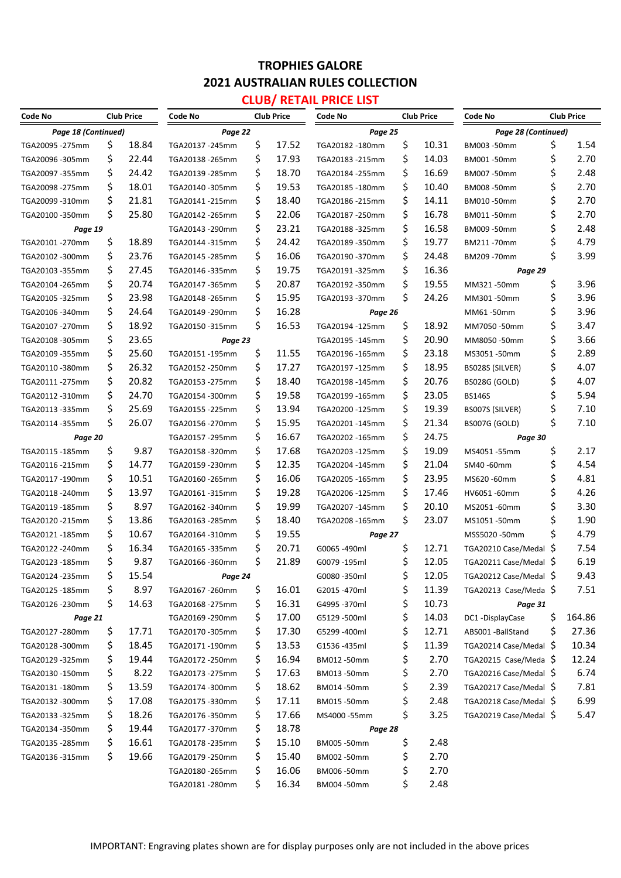# TROPHIES GALORE
# 2021 AUSTRALIAN RULES COLLECTION
## CLUB/ RETAIL PRICE LIST

| Code No | Club Price |
|---|---|
| ***Page 18 (Continued)*** | |
| TGA20095 -275mm | $ 18.84 |
| TGA20096 -305mm | $ 22.44 |
| TGA20097 -355mm | $ 24.42 |
| TGA20098 -275mm | $ 18.01 |
| TGA20099 -310mm | $ 21.81 |
| TGA20100 -350mm | $ 25.80 |
| ***Page 19*** | |
| TGA20101 -270mm | $ 18.89 |
| TGA20102 -300mm | $ 23.76 |
| TGA20103 -355mm | $ 27.45 |
| TGA20104 -265mm | $ 20.74 |
| TGA20105 -325mm | $ 23.98 |
| TGA20106 -340mm | $ 24.64 |
| TGA20107 -270mm | $ 18.92 |
| TGA20108 -305mm | $ 23.65 |
| TGA20109 -355mm | $ 25.60 |
| TGA20110 -380mm | $ 26.32 |
| TGA20111 -275mm | $ 20.82 |
| TGA20112 -310mm | $ 24.70 |
| TGA20113 -335mm | $ 25.69 |
| TGA20114 -355mm | $ 26.07 |
| ***Page 20*** | |
| TGA20115 -185mm | $ 9.87 |
| TGA20116 -215mm | $ 14.77 |
| TGA20117 -190mm | $ 10.51 |
| TGA20118 -240mm | $ 13.97 |
| TGA20119 -185mm | $ 8.97 |
| TGA20120 -215mm | $ 13.86 |
| TGA20121 -185mm | $ 10.67 |
| TGA20122 -240mm | $ 16.34 |
| TGA20123 -185mm | $ 9.87 |
| TGA20124 -235mm | $ 15.54 |
| TGA20125 -185mm | $ 8.97 |
| TGA20126 -230mm | $ 14.63 |
| ***Page 21*** | |
| TGA20127 -280mm | $ 17.71 |
| TGA20128 -300mm | $ 18.45 |
| TGA20129 -325mm | $ 19.44 |
| TGA20130 -150mm | $ 8.22 |
| TGA20131 -180mm | $ 13.59 |
| TGA20132 -300mm | $ 17.08 |
| TGA20133 -325mm | $ 18.26 |
| TGA20134 -350mm | $ 19.44 |
| TGA20135 -285mm | $ 16.61 |
| TGA20136 -315mm | $ 19.66 |

| Code No | Club Price |
|---|---|
| ***Page 22*** | |
| TGA20137 -245mm | $ 17.52 |
| TGA20138 -265mm | $ 17.93 |
| TGA20139 -285mm | $ 18.70 |
| TGA20140 -305mm | $ 19.53 |
| TGA20141 -215mm | $ 18.40 |
| TGA20142 -265mm | $ 22.06 |
| TGA20143 -290mm | $ 23.21 |
| TGA20144 -315mm | $ 24.42 |
| TGA20145 -285mm | $ 16.06 |
| TGA20146 -335mm | $ 19.75 |
| TGA20147 -365mm | $ 20.87 |
| TGA20148 -265mm | $ 15.95 |
| TGA20149 -290mm | $ 16.28 |
| TGA20150 -315mm | $ 16.53 |
| ***Page 23*** | |
| TGA20151 -195mm | $ 11.55 |
| TGA20152 -250mm | $ 17.27 |
| TGA20153 -275mm | $ 18.40 |
| TGA20154 -300mm | $ 19.58 |
| TGA20155 -225mm | $ 13.94 |
| TGA20156 -270mm | $ 15.95 |
| TGA20157 -295mm | $ 16.67 |
| TGA20158 -320mm | $ 17.68 |
| TGA20159 -230mm | $ 12.35 |
| TGA20160 -265mm | $ 16.06 |
| TGA20161 -315mm | $ 19.28 |
| TGA20162 -340mm | $ 19.99 |
| TGA20163 -285mm | $ 18.40 |
| TGA20164 -310mm | $ 19.55 |
| TGA20165 -335mm | $ 20.71 |
| TGA20166 -360mm | $ 21.89 |
| ***Page 24*** | |
| TGA20167 -260mm | $ 16.01 |
| TGA20168 -275mm | $ 16.31 |
| TGA20169 -290mm | $ 17.00 |
| TGA20170 -305mm | $ 17.30 |
| TGA20171 -190mm | $ 13.53 |
| TGA20172 -250mm | $ 16.94 |
| TGA20173 -275mm | $ 17.63 |
| TGA20174 -300mm | $ 18.62 |
| TGA20175 -330mm | $ 17.11 |
| TGA20176 -350mm | $ 17.66 |
| TGA20177 -370mm | $ 18.78 |
| TGA20178 -235mm | $ 15.10 |
| TGA20179 -250mm | $ 15.40 |
| TGA20180 -265mm | $ 16.06 |
| TGA20181 -280mm | $ 16.34 |

| Code No | Club Price |
|---|---|
| ***Page 25*** | |
| TGA20182 -180mm | $ 10.31 |
| TGA20183 -215mm | $ 14.03 |
| TGA20184 -255mm | $ 16.69 |
| TGA20185 -180mm | $ 10.40 |
| TGA20186 -215mm | $ 14.11 |
| TGA20187 -250mm | $ 16.78 |
| TGA20188 -325mm | $ 16.58 |
| TGA20189 -350mm | $ 19.77 |
| TGA20190 -370mm | $ 24.48 |
| TGA20191 -325mm | $ 16.36 |
| TGA20192 -350mm | $ 19.55 |
| TGA20193 -370mm | $ 24.26 |
| ***Page 26*** | |
| TGA20194 -125mm | $ 18.92 |
| TGA20195 -145mm | $ 20.90 |
| TGA20196 -165mm | $ 23.18 |
| TGA20197 -125mm | $ 18.95 |
| TGA20198 -145mm | $ 20.76 |
| TGA20199 -165mm | $ 23.05 |
| TGA20200 -125mm | $ 19.39 |
| TGA20201 -145mm | $ 21.34 |
| TGA20202 -165mm | $ 24.75 |
| TGA20203 -125mm | $ 19.09 |
| TGA20204 -145mm | $ 21.04 |
| TGA20205 -165mm | $ 23.95 |
| TGA20206 -125mm | $ 17.46 |
| TGA20207 -145mm | $ 20.10 |
| TGA20208 -165mm | $ 23.07 |
| ***Page 27*** | |
| G0065 -490ml | $ 12.71 |
| G0079 -195ml | $ 12.05 |
| G0080 -350ml | $ 12.05 |
| G2015 -470ml | $ 11.39 |
| G4995 -370ml | $ 10.73 |
| G5129 -500ml | $ 14.03 |
| G5299 -400ml | $ 12.71 |
| G1536 -435ml | $ 11.39 |
| BM012 -50mm | $ 2.70 |
| BM013 -50mm | $ 2.70 |
| BM014 -50mm | $ 2.39 |
| BM015 -50mm | $ 2.48 |
| MS4000 -55mm | $ 3.25 |
| ***Page 28*** | |
| BM005 -50mm | $ 2.48 |
| BM002 -50mm | $ 2.70 |
| BM006 -50mm | $ 2.70 |
| BM004 -50mm | $ 2.48 |

| Code No | Club Price |
|---|---|
| ***Page 28 (Continued)*** | |
| BM003 -50mm | $ 1.54 |
| BM001 -50mm | $ 2.70 |
| BM007 -50mm | $ 2.48 |
| BM008 -50mm | $ 2.70 |
| BM010 -50mm | $ 2.70 |
| BM011 -50mm | $ 2.70 |
| BM009 -50mm | $ 2.48 |
| BM211 -70mm | $ 4.79 |
| BM209 -70mm | $ 3.99 |
| ***Page 29*** | |
| MM321 -50mm | $ 3.96 |
| MM301 -50mm | $ 3.96 |
| MM61 -50mm | $ 3.96 |
| MM7050 -50mm | $ 3.47 |
| MM8050 -50mm | $ 3.66 |
| MS3051 -50mm | $ 2.89 |
| BS028S (SILVER) | $ 4.07 |
| BS028G (GOLD) | $ 4.07 |
| BS146S | $ 5.94 |
| BS007S (SILVER) | $ 7.10 |
| BS007G (GOLD) | $ 7.10 |
| ***Page 30*** | |
| MS4051 -55mm | $ 2.17 |
| SM40 -60mm | $ 4.54 |
| MS620 -60mm | $ 4.81 |
| HV6051 -60mm | $ 4.26 |
| MS2051 -60mm | $ 3.30 |
| MS1051 -50mm | $ 1.90 |
| MSS5020 -50mm | $ 4.79 |
| TGA20210 Case/Medal | $ 7.54 |
| TGA20211 Case/Medal | $ 6.19 |
| TGA20212 Case/Medal | $ 9.43 |
| TGA20213 Case/Meda | $ 7.51 |
| ***Page 31*** | |
| DC1 -DisplayCase | $ 164.86 |
| ABS001 -BallStand | $ 27.36 |
| TGA20214 Case/Medal | $ 10.34 |
| TGA20215 Case/Meda | $ 12.24 |
| TGA20216 Case/Medal | $ 6.74 |
| TGA20217 Case/Medal | $ 7.81 |
| TGA20218 Case/Medal | $ 6.99 |
| TGA20219 Case/Medal | $ 5.47 |

IMPORTANT: Engraving plates shown are for display purposes only are not included in the above prices